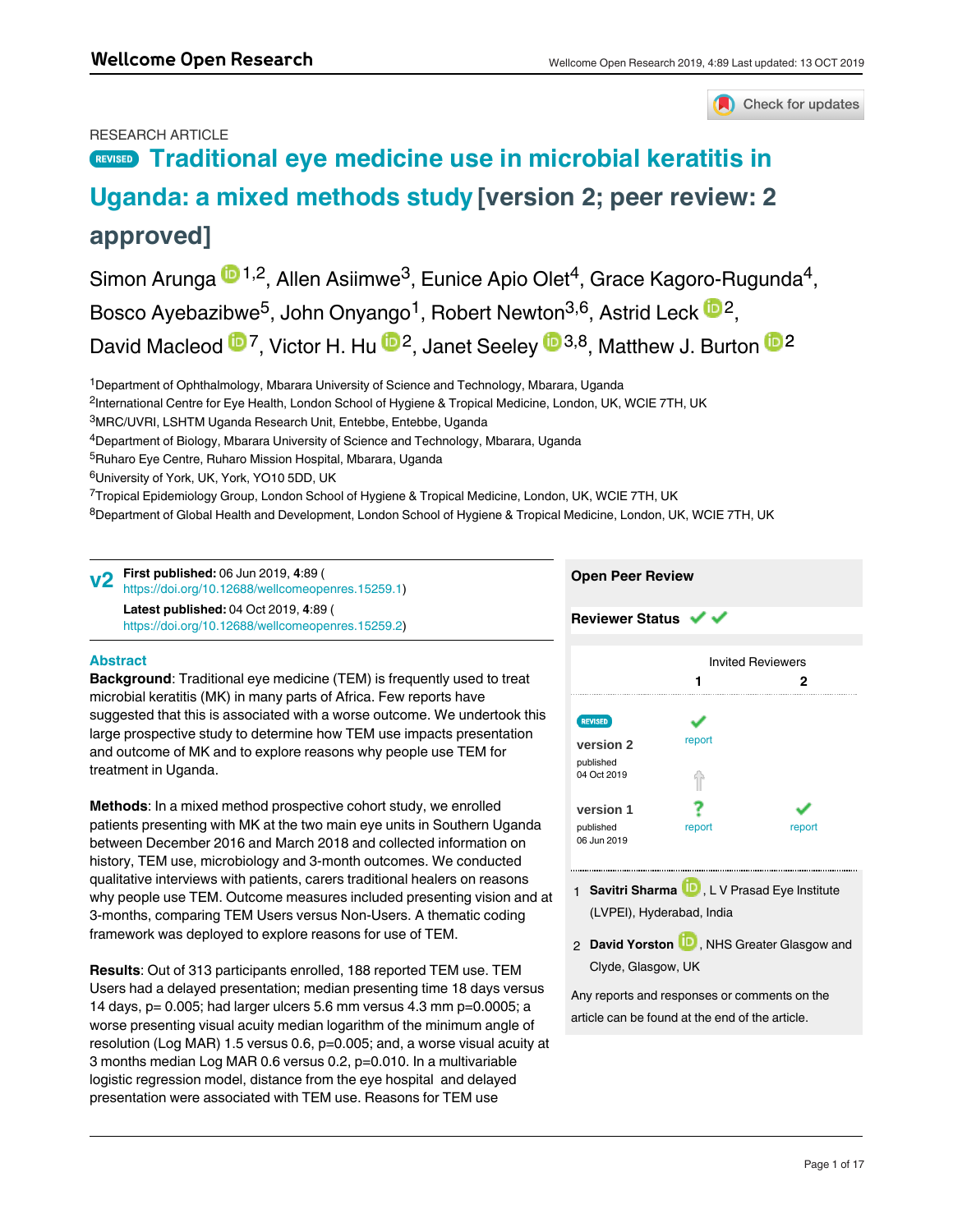RESEARCH ARTICLE

# REVISED Traditional eye medicine use in microbial keratitis in Uganda: a mixed methods study [version 2; peer review: 2 approved]

Simon Arunga[1,2], Allen Asiimwe[3], Eunice Apio Olet[4], Grace Kagoro-Rugunda[4], Bosco Ayebazibwe[5], John Onyango[1], Robert Newton[3,6], Astrid Leck[2], David Macleod[7], Victor H. Hu[2], Janet Seeley[3,8], Matthew J. Burton[2]

[1]Department of Ophthalmology, Mbarara University of Science and Technology, Mbarara, Uganda
[2]International Centre for Eye Health, London School of Hygiene & Tropical Medicine, London, UK, WCIE 7TH, UK
[3]MRC/UVRI, LSHTM Uganda Research Unit, Entebbe, Entebbe, Uganda
[4]Department of Biology, Mbarara University of Science and Technology, Mbarara, Uganda
[5]Ruharo Eye Centre, Ruharo Mission Hospital, Mbarara, Uganda
[6]University of York, UK, York, YO10 5DD, UK
[7]Tropical Epidemiology Group, London School of Hygiene & Tropical Medicine, London, UK, WCIE 7TH, UK
[8]Department of Global Health and Development, London School of Hygiene & Tropical Medicine, London, UK, WCIE 7TH, UK

**v2** **First published:** 06 Jun 2019, **4**:89 (https://doi.org/10.12688/wellcomeopenres.15259.1)
**Latest published:** 04 Oct 2019, **4**:89 (https://doi.org/10.12688/wellcomeopenres.15259.2)

## Abstract

**Background**: Traditional eye medicine (TEM) is frequently used to treat microbial keratitis (MK) in many parts of Africa. Few reports have suggested that this is associated with a worse outcome. We undertook this large prospective study to determine how TEM use impacts presentation and outcome of MK and to explore reasons why people use TEM for treatment in Uganda.

**Methods**: In a mixed method prospective cohort study, we enrolled patients presenting with MK at the two main eye units in Southern Uganda between December 2016 and March 2018 and collected information on history, TEM use, microbiology and 3-month outcomes. We conducted qualitative interviews with patients, carers traditional healers on reasons why people use TEM. Outcome measures included presenting vision and at 3-months, comparing TEM Users versus Non-Users. A thematic coding framework was deployed to explore reasons for use of TEM.

**Results**: Out of 313 participants enrolled, 188 reported TEM use. TEM Users had a delayed presentation; median presenting time 18 days versus 14 days, p= 0.005; had larger ulcers 5.6 mm versus 4.3 mm p=0.0005; a worse presenting visual acuity median logarithm of the minimum angle of resolution (Log MAR) 1.5 versus 0.6, p=0.005; and, a worse visual acuity at 3 months median Log MAR 0.6 versus 0.2, p=0.010. In a multivariable logistic regression model, distance from the eye hospital and delayed presentation were associated with TEM use. Reasons for TEM use

**Open Peer Review**

**Reviewer Status** ✔ ✔

| | Invited Reviewers | |
|---|---|---|
| | 1 | 2 |
| REVISED **version 2** published 04 Oct 2019 | ✔ report | |
| **version 1** published 06 Jun 2019 | ? report | ✔ report |

1 **Savitri Sharma**, L V Prasad Eye Institute (LVPEI), Hyderabad, India

2 **David Yorston**, NHS Greater Glasgow and Clyde, Glasgow, UK

Any reports and responses or comments on the article can be found at the end of the article.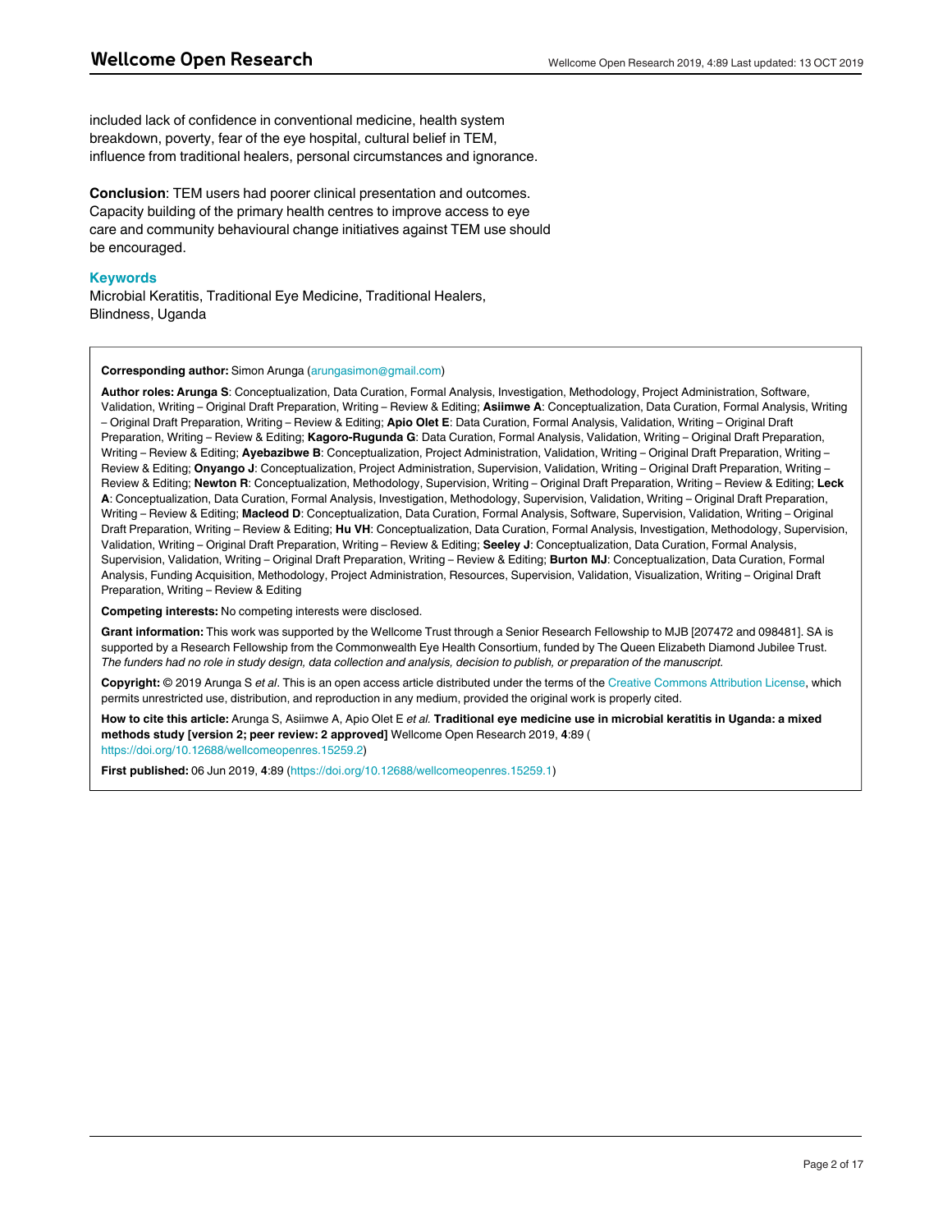included lack of confidence in conventional medicine, health system breakdown, poverty, fear of the eye hospital, cultural belief in TEM, influence from traditional healers, personal circumstances and ignorance.

**Conclusion**: TEM users had poorer clinical presentation and outcomes. Capacity building of the primary health centres to improve access to eye care and community behavioural change initiatives against TEM use should be encouraged.

### Keywords

Microbial Keratitis, Traditional Eye Medicine, Traditional Healers, Blindness, Uganda

**Corresponding author:** Simon Arunga (arungasimon@gmail.com)

**Author roles: Arunga S**: Conceptualization, Data Curation, Formal Analysis, Investigation, Methodology, Project Administration, Software, Validation, Writing – Original Draft Preparation, Writing – Review & Editing; **Asiimwe A**: Conceptualization, Data Curation, Formal Analysis, Writing – Original Draft Preparation, Writing – Review & Editing; **Apio Olet E**: Data Curation, Formal Analysis, Validation, Writing – Original Draft Preparation, Writing – Review & Editing; **Kagoro-Rugunda G**: Data Curation, Formal Analysis, Validation, Writing – Original Draft Preparation, Writing – Review & Editing; **Ayebazibwe B**: Conceptualization, Project Administration, Validation, Writing – Original Draft Preparation, Writing – Review & Editing; **Onyango J**: Conceptualization, Project Administration, Supervision, Validation, Writing – Original Draft Preparation, Writing – Review & Editing; **Newton R**: Conceptualization, Methodology, Supervision, Writing – Original Draft Preparation, Writing – Review & Editing; **Leck A**: Conceptualization, Data Curation, Formal Analysis, Investigation, Methodology, Supervision, Validation, Writing – Original Draft Preparation, Writing – Review & Editing; **Macleod D**: Conceptualization, Data Curation, Formal Analysis, Software, Supervision, Validation, Writing – Original Draft Preparation, Writing – Review & Editing; **Hu VH**: Conceptualization, Data Curation, Formal Analysis, Investigation, Methodology, Supervision, Validation, Writing – Original Draft Preparation, Writing – Review & Editing; **Seeley J**: Conceptualization, Data Curation, Formal Analysis, Supervision, Validation, Writing – Original Draft Preparation, Writing – Review & Editing; **Burton MJ**: Conceptualization, Data Curation, Formal Analysis, Funding Acquisition, Methodology, Project Administration, Resources, Supervision, Validation, Visualization, Writing – Original Draft Preparation, Writing – Review & Editing

**Competing interests:** No competing interests were disclosed.

**Grant information:** This work was supported by the Wellcome Trust through a Senior Research Fellowship to MJB [207472 and 098481]. SA is supported by a Research Fellowship from the Commonwealth Eye Health Consortium, funded by The Queen Elizabeth Diamond Jubilee Trust. *The funders had no role in study design, data collection and analysis, decision to publish, or preparation of the manuscript.*

**Copyright:** © 2019 Arunga S *et al*. This is an open access article distributed under the terms of the Creative Commons Attribution License, which permits unrestricted use, distribution, and reproduction in any medium, provided the original work is properly cited.

**How to cite this article:** Arunga S, Asiimwe A, Apio Olet E *et al.* **Traditional eye medicine use in microbial keratitis in Uganda: a mixed methods study [version 2; peer review: 2 approved]** Wellcome Open Research 2019, **4**:89 (https://doi.org/10.12688/wellcomeopenres.15259.2)

**First published:** 06 Jun 2019, **4**:89 (https://doi.org/10.12688/wellcomeopenres.15259.1)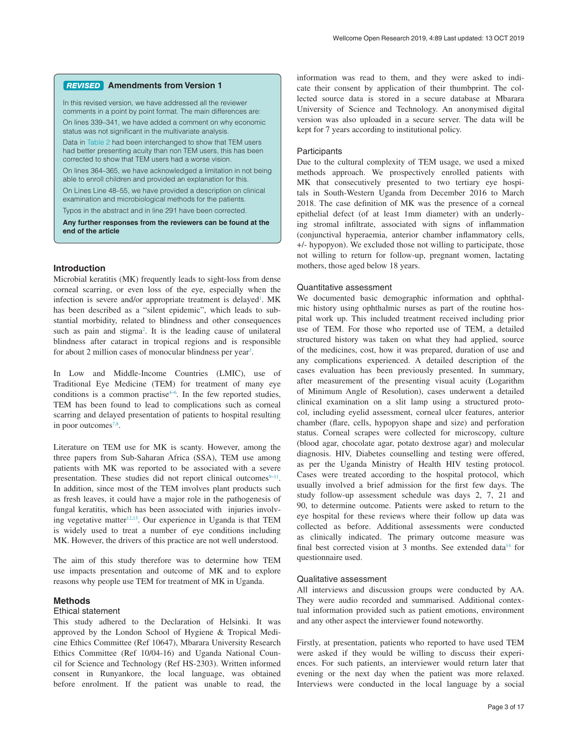## REVISED Amendments from Version 1

In this revised version, we have addressed all the reviewer comments in a point by point format. The main differences are:

On lines 339–341, we have added a comment on why economic status was not significant in the multivariate analysis.

Data in Table 2 had been interchanged to show that TEM users had better presenting acuity than non TEM users, this has been corrected to show that TEM users had a worse vision.

On lines 364–365, we have acknowledged a limitation in not being able to enroll children and provided an explanation for this.

On Lines Line 48–55, we have provided a description on clinical examination and microbiological methods for the patients.

Typos in the abstract and in line 291 have been corrected.

**Any further responses from the reviewers can be found at the end of the article**

## Introduction

Microbial keratitis (MK) frequently leads to sight-loss from dense corneal scarring, or even loss of the eye, especially when the infection is severe and/or appropriate treatment is delayed[1]. MK has been described as a "silent epidemic", which leads to substantial morbidity, related to blindness and other consequences such as pain and stigma[2]. It is the leading cause of unilateral blindness after cataract in tropical regions and is responsible for about 2 million cases of monocular blindness per year[3].

In Low and Middle-Income Countries (LMIC), use of Traditional Eye Medicine (TEM) for treatment of many eye conditions is a common practise[4–6]. In the few reported studies, TEM has been found to lead to complications such as corneal scarring and delayed presentation of patients to hospital resulting in poor outcomes[7,8].

Literature on TEM use for MK is scanty. However, among the three papers from Sub-Saharan Africa (SSA), TEM use among patients with MK was reported to be associated with a severe presentation. These studies did not report clinical outcomes[9–11]. In addition, since most of the TEM involves plant products such as fresh leaves, it could have a major role in the pathogenesis of fungal keratitis, which has been associated with injuries involving vegetative matter[12,13]. Our experience in Uganda is that TEM is widely used to treat a number of eye conditions including MK. However, the drivers of this practice are not well understood.

The aim of this study therefore was to determine how TEM use impacts presentation and outcome of MK and to explore reasons why people use TEM for treatment of MK in Uganda.

## Methods

### Ethical statement

This study adhered to the Declaration of Helsinki. It was approved by the London School of Hygiene & Tropical Medicine Ethics Committee (Ref 10647), Mbarara University Research Ethics Committee (Ref 10/04-16) and Uganda National Council for Science and Technology (Ref HS-2303). Written informed consent in Runyankore, the local language, was obtained before enrolment. If the patient was unable to read, the information was read to them, and they were asked to indicate their consent by application of their thumbprint. The collected source data is stored in a secure database at Mbarara University of Science and Technology. An anonymised digital version was also uploaded in a secure server. The data will be kept for 7 years according to institutional policy.

### Participants

Due to the cultural complexity of TEM usage, we used a mixed methods approach. We prospectively enrolled patients with MK that consecutively presented to two tertiary eye hospitals in South-Western Uganda from December 2016 to March 2018. The case definition of MK was the presence of a corneal epithelial defect (of at least 1mm diameter) with an underlying stromal infiltrate, associated with signs of inflammation (conjunctival hyperaemia, anterior chamber inflammatory cells, +/- hypopyon). We excluded those not willing to participate, those not willing to return for follow-up, pregnant women, lactating mothers, those aged below 18 years.

### Quantitative assessment

We documented basic demographic information and ophthalmic history using ophthalmic nurses as part of the routine hospital work up. This included treatment received including prior use of TEM. For those who reported use of TEM, a detailed structured history was taken on what they had applied, source of the medicines, cost, how it was prepared, duration of use and any complications experienced. A detailed description of the cases evaluation has been previously presented. In summary, after measurement of the presenting visual acuity (Logarithm of Minimum Angle of Resolution), cases underwent a detailed clinical examination on a slit lamp using a structured protocol, including eyelid assessment, corneal ulcer features, anterior chamber (flare, cells, hypopyon shape and size) and perforation status. Corneal scrapes were collected for microscopy, culture (blood agar, chocolate agar, potato dextrose agar) and molecular diagnosis. HIV, Diabetes counselling and testing were offered, as per the Uganda Ministry of Health HIV testing protocol. Cases were treated according to the hospital protocol, which usually involved a brief admission for the first few days. The study follow-up assessment schedule was days 2, 7, 21 and 90, to determine outcome. Patients were asked to return to the eye hospital for these reviews where their follow up data was collected as before. Additional assessments were conducted as clinically indicated. The primary outcome measure was final best corrected vision at 3 months. See extended data[14] for questionnaire used.

### Qualitative assessment

All interviews and discussion groups were conducted by AA. They were audio recorded and summarised. Additional contextual information provided such as patient emotions, environment and any other aspect the interviewer found noteworthy.

Firstly, at presentation, patients who reported to have used TEM were asked if they would be willing to discuss their experiences. For such patients, an interviewer would return later that evening or the next day when the patient was more relaxed. Interviews were conducted in the local language by a social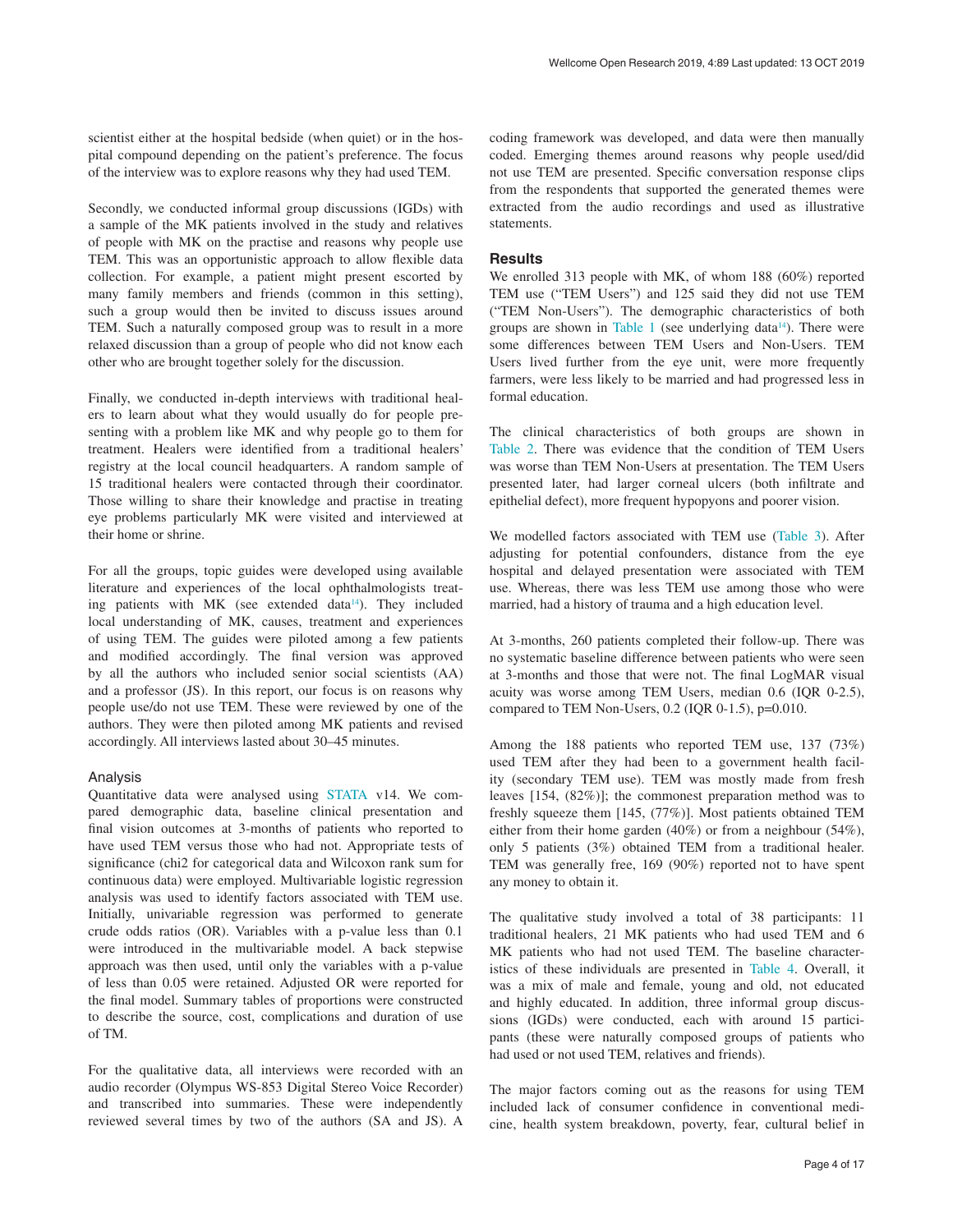scientist either at the hospital bedside (when quiet) or in the hospital compound depending on the patient's preference. The focus of the interview was to explore reasons why they had used TEM.

Secondly, we conducted informal group discussions (IGDs) with a sample of the MK patients involved in the study and relatives of people with MK on the practise and reasons why people use TEM. This was an opportunistic approach to allow flexible data collection. For example, a patient might present escorted by many family members and friends (common in this setting), such a group would then be invited to discuss issues around TEM. Such a naturally composed group was to result in a more relaxed discussion than a group of people who did not know each other who are brought together solely for the discussion.

Finally, we conducted in-depth interviews with traditional healers to learn about what they would usually do for people presenting with a problem like MK and why people go to them for treatment. Healers were identified from a traditional healers' registry at the local council headquarters. A random sample of 15 traditional healers were contacted through their coordinator. Those willing to share their knowledge and practise in treating eye problems particularly MK were visited and interviewed at their home or shrine.

For all the groups, topic guides were developed using available literature and experiences of the local ophthalmologists treating patients with MK (see extended data[14]). They included local understanding of MK, causes, treatment and experiences of using TEM. The guides were piloted among a few patients and modified accordingly. The final version was approved by all the authors who included senior social scientists (AA) and a professor (JS). In this report, our focus is on reasons why people use/do not use TEM. These were reviewed by one of the authors. They were then piloted among MK patients and revised accordingly. All interviews lasted about 30–45 minutes.

### Analysis

Quantitative data were analysed using STATA v14. We compared demographic data, baseline clinical presentation and final vision outcomes at 3-months of patients who reported to have used TEM versus those who had not. Appropriate tests of significance (chi2 for categorical data and Wilcoxon rank sum for continuous data) were employed. Multivariable logistic regression analysis was used to identify factors associated with TEM use. Initially, univariable regression was performed to generate crude odds ratios (OR). Variables with a p-value less than 0.1 were introduced in the multivariable model. A back stepwise approach was then used, until only the variables with a p-value of less than 0.05 were retained. Adjusted OR were reported for the final model. Summary tables of proportions were constructed to describe the source, cost, complications and duration of use of TM.

For the qualitative data, all interviews were recorded with an audio recorder (Olympus WS-853 Digital Stereo Voice Recorder) and transcribed into summaries. These were independently reviewed several times by two of the authors (SA and JS). A coding framework was developed, and data were then manually coded. Emerging themes around reasons why people used/did not use TEM are presented. Specific conversation response clips from the respondents that supported the generated themes were extracted from the audio recordings and used as illustrative statements.

## Results

We enrolled 313 people with MK, of whom 188 (60%) reported TEM use ("TEM Users") and 125 said they did not use TEM ("TEM Non-Users"). The demographic characteristics of both groups are shown in Table 1 (see underlying data[14]). There were some differences between TEM Users and Non-Users. TEM Users lived further from the eye unit, were more frequently farmers, were less likely to be married and had progressed less in formal education.

The clinical characteristics of both groups are shown in Table 2. There was evidence that the condition of TEM Users was worse than TEM Non-Users at presentation. The TEM Users presented later, had larger corneal ulcers (both infiltrate and epithelial defect), more frequent hypopyons and poorer vision.

We modelled factors associated with TEM use (Table 3). After adjusting for potential confounders, distance from the eye hospital and delayed presentation were associated with TEM use. Whereas, there was less TEM use among those who were married, had a history of trauma and a high education level.

At 3-months, 260 patients completed their follow-up. There was no systematic baseline difference between patients who were seen at 3-months and those that were not. The final LogMAR visual acuity was worse among TEM Users, median 0.6 (IQR 0-2.5), compared to TEM Non-Users, 0.2 (IQR 0-1.5), p=0.010.

Among the 188 patients who reported TEM use, 137 (73%) used TEM after they had been to a government health facility (secondary TEM use). TEM was mostly made from fresh leaves [154, (82%)]; the commonest preparation method was to freshly squeeze them [145, (77%)]. Most patients obtained TEM either from their home garden (40%) or from a neighbour (54%), only 5 patients (3%) obtained TEM from a traditional healer. TEM was generally free, 169 (90%) reported not to have spent any money to obtain it.

The qualitative study involved a total of 38 participants: 11 traditional healers, 21 MK patients who had used TEM and 6 MK patients who had not used TEM. The baseline characteristics of these individuals are presented in Table 4. Overall, it was a mix of male and female, young and old, not educated and highly educated. In addition, three informal group discussions (IGDs) were conducted, each with around 15 participants (these were naturally composed groups of patients who had used or not used TEM, relatives and friends).

The major factors coming out as the reasons for using TEM included lack of consumer confidence in conventional medicine, health system breakdown, poverty, fear, cultural belief in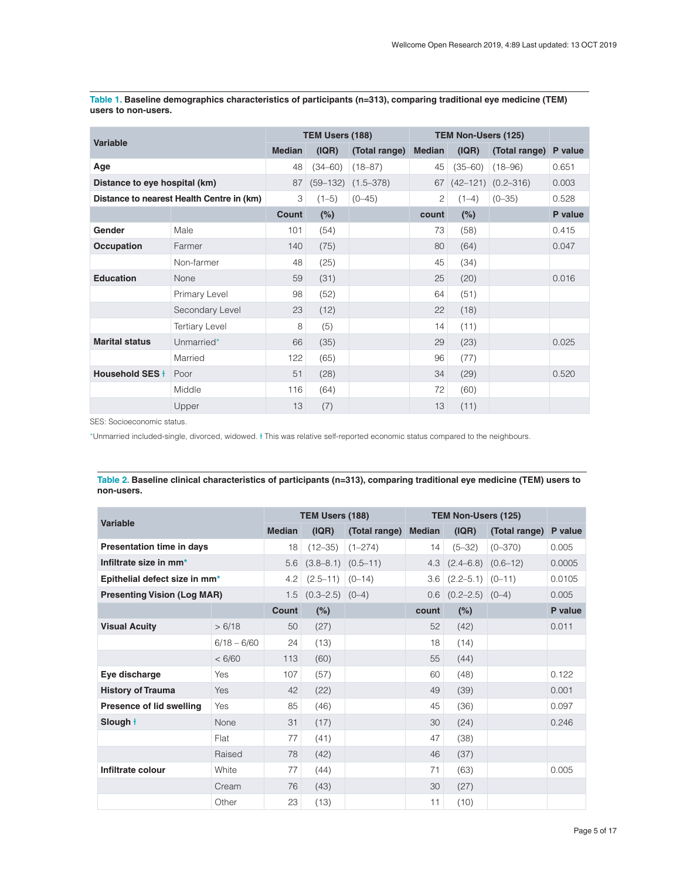**Table 1. Baseline demographics characteristics of participants (n=313), comparing traditional eye medicine (TEM) users to non-users.**

| Variable | | TEM Users (188) | | | TEM Non-Users (125) | | | |
|---|---|---|---|---|---|---|---|---|
| | | Median | (IQR) | (Total range) | Median | (IQR) | (Total range) | P value |
| **Age** | | 48 | (34–60) | (18–87) | 45 | (35–60) | (18–96) | 0.651 |
| **Distance to eye hospital (km)** | | 87 | (59–132) | (1.5–378) | 67 | (42–121) | (0.2–316) | 0.003 |
| **Distance to nearest Health Centre in (km)** | | 3 | (1–5) | (0–45) | 2 | (1–4) | (0–35) | 0.528 |
| | | **Count** | **(%)** | | **count** | **(%)** | | **P value** |
| **Gender** | Male | 101 | (54) | | 73 | (58) | | 0.415 |
| **Occupation** | Farmer | 140 | (75) | | 80 | (64) | | 0.047 |
| | Non-farmer | 48 | (25) | | 45 | (34) | | |
| **Education** | None | 59 | (31) | | 25 | (20) | | 0.016 |
| | Primary Level | 98 | (52) | | 64 | (51) | | |
| | Secondary Level | 23 | (12) | | 22 | (18) | | |
| | Tertiary Level | 8 | (5) | | 14 | (11) | | |
| **Marital status** | Unmarried* | 66 | (35) | | 29 | (23) | | 0.025 |
| | Married | 122 | (65) | | 96 | (77) | | |
| **Household SES ǂ** | Poor | 51 | (28) | | 34 | (29) | | 0.520 |
| | Middle | 116 | (64) | | 72 | (60) | | |
| | Upper | 13 | (7) | | 13 | (11) | | |

SES: Socioeconomic status.

*Unmarried included-single, divorced, widowed. ǂ This was relative self-reported economic status compared to the neighbours.

**Table 2. Baseline clinical characteristics of participants (n=313), comparing traditional eye medicine (TEM) users to non-users.**

| Variable | | TEM Users (188) | | | TEM Non-Users (125) | | | |
|---|---|---|---|---|---|---|---|---|
| | | Median | (IQR) | (Total range) | Median | (IQR) | (Total range) | P value |
| **Presentation time in days** | | 18 | (12–35) | (1–274) | 14 | (5–32) | (0–370) | 0.005 |
| **Infiltrate size in mm*** | | 5.6 | (3.8–8.1) | (0.5–11) | 4.3 | (2.4–6.8) | (0.6–12) | 0.0005 |
| **Epithelial defect size in mm*** | | 4.2 | (2.5–11) | (0–14) | 3.6 | (2.2–5.1) | (0–11) | 0.0105 |
| **Presenting Vision (Log MAR)** | | 1.5 | (0.3–2.5) | (0–4) | 0.6 | (0.2–2.5) | (0–4) | 0.005 |
| | | **Count** | **(%)** | | **count** | **(%)** | | **P value** |
| **Visual Acuity** | > 6/18 | 50 | (27) | | 52 | (42) | | 0.011 |
| | 6/18 – 6/60 | 24 | (13) | | 18 | (14) | | |
| | < 6/60 | 113 | (60) | | 55 | (44) | | |
| **Eye discharge** | Yes | 107 | (57) | | 60 | (48) | | 0.122 |
| **History of Trauma** | Yes | 42 | (22) | | 49 | (39) | | 0.001 |
| **Presence of lid swelling** | Yes | 85 | (46) | | 45 | (36) | | 0.097 |
| **Slough ǂ** | None | 31 | (17) | | 30 | (24) | | 0.246 |
| | Flat | 77 | (41) | | 47 | (38) | | |
| | Raised | 78 | (42) | | 46 | (37) | | |
| **Infiltrate colour** | White | 77 | (44) | | 71 | (63) | | 0.005 |
| | Cream | 76 | (43) | | 30 | (27) | | |
| | Other | 23 | (13) | | 11 | (10) | | |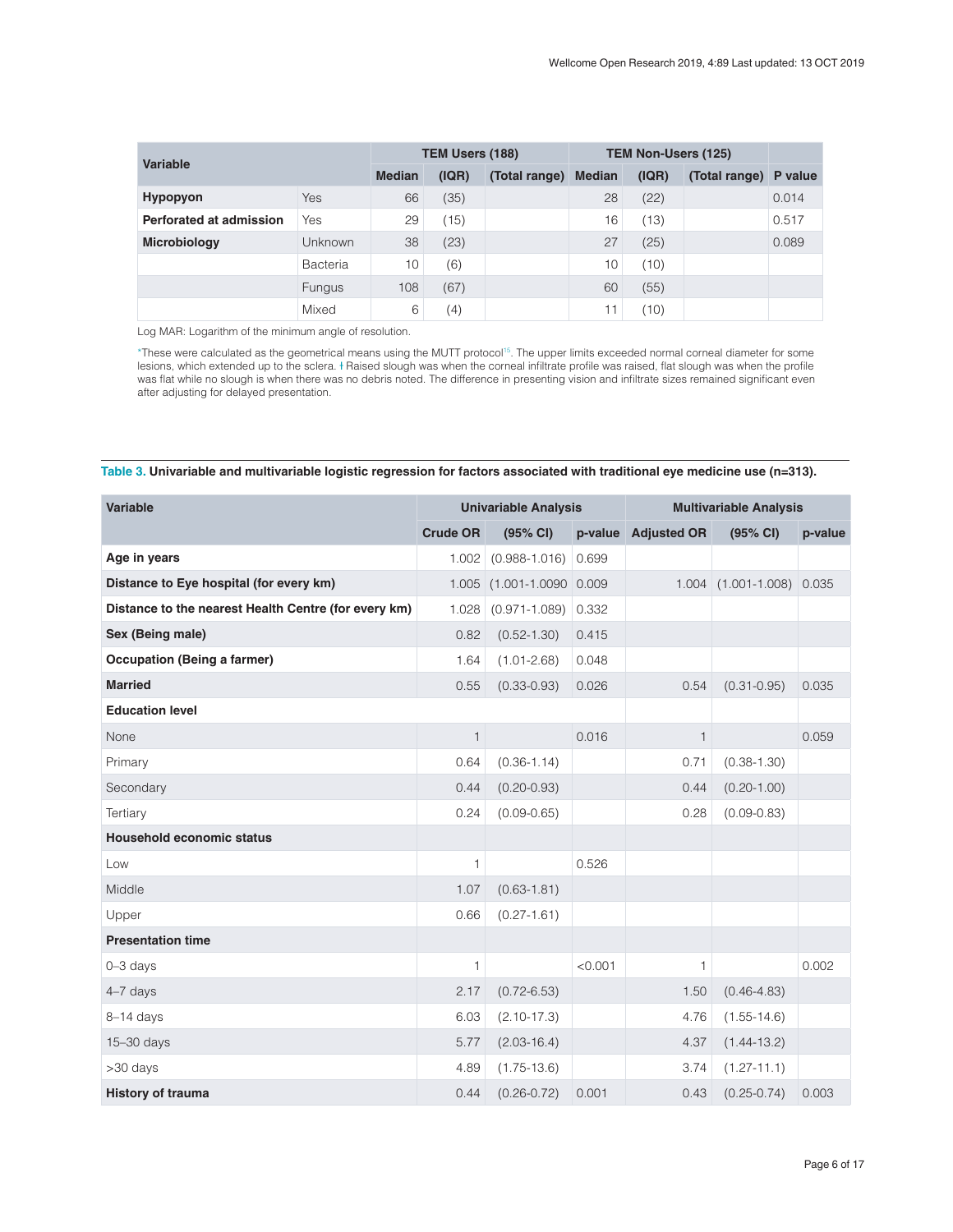| Variable | | TEM Users (188) | | | TEM Non-Users (125) | | | |
|---|---|---|---|---|---|---|---|---|
| | | Median | (IQR) | (Total range) | Median | (IQR) | (Total range) | P value |
| **Hypopyon** | Yes | 66 | (35) | | 28 | (22) | | 0.014 |
| **Perforated at admission** | Yes | 29 | (15) | | 16 | (13) | | 0.517 |
| **Microbiology** | Unknown | 38 | (23) | | 27 | (25) | | 0.089 |
| | Bacteria | 10 | (6) | | 10 | (10) | | |
| | Fungus | 108 | (67) | | 60 | (55) | | |
| | Mixed | 6 | (4) | | 11 | (10) | | |

Log MAR: Logarithm of the minimum angle of resolution.

*These were calculated as the geometrical means using the MUTT protocol[15]. The upper limits exceeded normal corneal diameter for some lesions, which extended up to the sclera. ǂ Raised slough was when the corneal infiltrate profile was raised, flat slough was when the profile was flat while no slough is when there was no debris noted. The difference in presenting vision and infiltrate sizes remained significant even after adjusting for delayed presentation.

**Table 3. Univariable and multivariable logistic regression for factors associated with traditional eye medicine use (n=313).**

| Variable | Univariable Analysis | | | Multivariable Analysis | | |
|---|---|---|---|---|---|---|
| | Crude OR | (95% CI) | p-value | Adjusted OR | (95% CI) | p-value |
| **Age in years** | 1.002 | (0.988-1.016) | 0.699 | | | |
| **Distance to Eye hospital (for every km)** | 1.005 | (1.001-1.0090 | 0.009 | 1.004 | (1.001-1.008) | 0.035 |
| **Distance to the nearest Health Centre (for every km)** | 1.028 | (0.971-1.089) | 0.332 | | | |
| **Sex (Being male)** | 0.82 | (0.52-1.30) | 0.415 | | | |
| **Occupation (Being a farmer)** | 1.64 | (1.01-2.68) | 0.048 | | | |
| **Married** | 0.55 | (0.33-0.93) | 0.026 | 0.54 | (0.31-0.95) | 0.035 |
| **Education level** | | | | | | |
| None | 1 | | 0.016 | 1 | | 0.059 |
| Primary | 0.64 | (0.36-1.14) | | 0.71 | (0.38-1.30) | |
| Secondary | 0.44 | (0.20-0.93) | | 0.44 | (0.20-1.00) | |
| Tertiary | 0.24 | (0.09-0.65) | | 0.28 | (0.09-0.83) | |
| **Household economic status** | | | | | | |
| Low | 1 | | 0.526 | | | |
| Middle | 1.07 | (0.63-1.81) | | | | |
| Upper | 0.66 | (0.27-1.61) | | | | |
| **Presentation time** | | | | | | |
| 0–3 days | 1 | | <0.001 | 1 | | 0.002 |
| 4–7 days | 2.17 | (0.72-6.53) | | 1.50 | (0.46-4.83) | |
| 8–14 days | 6.03 | (2.10-17.3) | | 4.76 | (1.55-14.6) | |
| 15–30 days | 5.77 | (2.03-16.4) | | 4.37 | (1.44-13.2) | |
| >30 days | 4.89 | (1.75-13.6) | | 3.74 | (1.27-11.1) | |
| **History of trauma** | 0.44 | (0.26-0.72) | 0.001 | 0.43 | (0.25-0.74) | 0.003 |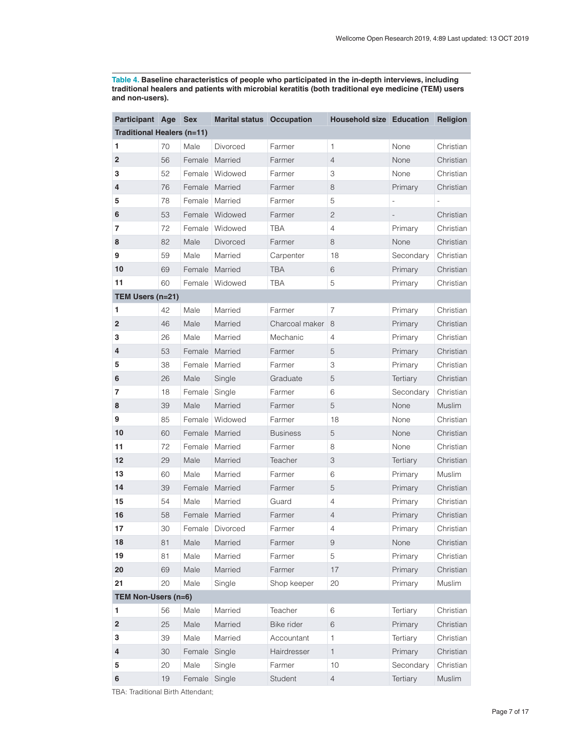**Table 4. Baseline characteristics of people who participated in the in-depth interviews, including traditional healers and patients with microbial keratitis (both traditional eye medicine (TEM) users and non-users).**

| Participant | Age | Sex | Marital status | Occupation | Household size | Education | Religion |
|---|---|---|---|---|---|---|---|
| **Traditional Healers (n=11)** | | | | | | | |
| **1** | 70 | Male | Divorced | Farmer | 1 | None | Christian |
| **2** | 56 | Female | Married | Farmer | 4 | None | Christian |
| **3** | 52 | Female | Widowed | Farmer | 3 | None | Christian |
| **4** | 76 | Female | Married | Farmer | 8 | Primary | Christian |
| **5** | 78 | Female | Married | Farmer | 5 | - | - |
| **6** | 53 | Female | Widowed | Farmer | 2 | - | Christian |
| **7** | 72 | Female | Widowed | TBA | 4 | Primary | Christian |
| **8** | 82 | Male | Divorced | Farmer | 8 | None | Christian |
| **9** | 59 | Male | Married | Carpenter | 18 | Secondary | Christian |
| **10** | 69 | Female | Married | TBA | 6 | Primary | Christian |
| **11** | 60 | Female | Widowed | TBA | 5 | Primary | Christian |
| **TEM Users (n=21)** | | | | | | | |
| **1** | 42 | Male | Married | Farmer | 7 | Primary | Christian |
| **2** | 46 | Male | Married | Charcoal maker | 8 | Primary | Christian |
| **3** | 26 | Male | Married | Mechanic | 4 | Primary | Christian |
| **4** | 53 | Female | Married | Farmer | 5 | Primary | Christian |
| **5** | 38 | Female | Married | Farmer | 3 | Primary | Christian |
| **6** | 26 | Male | Single | Graduate | 5 | Tertiary | Christian |
| **7** | 18 | Female | Single | Farmer | 6 | Secondary | Christian |
| **8** | 39 | Male | Married | Farmer | 5 | None | Muslim |
| **9** | 85 | Female | Widowed | Farmer | 18 | None | Christian |
| **10** | 60 | Female | Married | Business | 5 | None | Christian |
| **11** | 72 | Female | Married | Farmer | 8 | None | Christian |
| **12** | 29 | Male | Married | Teacher | 3 | Tertiary | Christian |
| **13** | 60 | Male | Married | Farmer | 6 | Primary | Muslim |
| **14** | 39 | Female | Married | Farmer | 5 | Primary | Christian |
| **15** | 54 | Male | Married | Guard | 4 | Primary | Christian |
| **16** | 58 | Female | Married | Farmer | 4 | Primary | Christian |
| **17** | 30 | Female | Divorced | Farmer | 4 | Primary | Christian |
| **18** | 81 | Male | Married | Farmer | 9 | None | Christian |
| **19** | 81 | Male | Married | Farmer | 5 | Primary | Christian |
| **20** | 69 | Male | Married | Farmer | 17 | Primary | Christian |
| **21** | 20 | Male | Single | Shop keeper | 20 | Primary | Muslim |
| **TEM Non-Users (n=6)** | | | | | | | |
| **1** | 56 | Male | Married | Teacher | 6 | Tertiary | Christian |
| **2** | 25 | Male | Married | Bike rider | 6 | Primary | Christian |
| **3** | 39 | Male | Married | Accountant | 1 | Tertiary | Christian |
| **4** | 30 | Female | Single | Hairdresser | 1 | Primary | Christian |
| **5** | 20 | Male | Single | Farmer | 10 | Secondary | Christian |
| **6** | 19 | Female | Single | Student | 4 | Tertiary | Muslim |

TBA: Traditional Birth Attendant;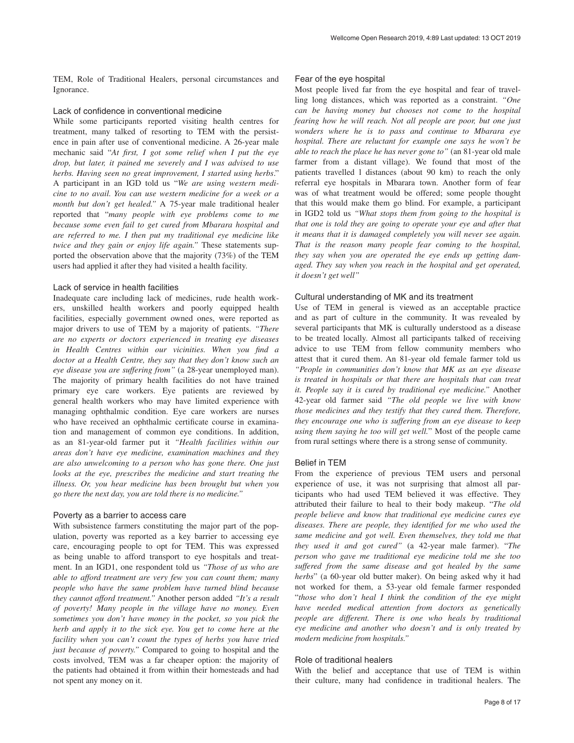TEM, Role of Traditional Healers, personal circumstances and Ignorance.

### Lack of confidence in conventional medicine

While some participants reported visiting health centres for treatment, many talked of resorting to TEM with the persistence in pain after use of conventional medicine. A 26-year male mechanic said "*At first, I got some relief when I put the eye drop, but later, it pained me severely and I was advised to use herbs. Having seen no great improvement, I started using herbs*." A participant in an IGD told us "*We are using western medicine to no avail. You can use western medicine for a week or a month but don't get healed.*" A 75-year male traditional healer reported that "*many people with eye problems come to me because some even fail to get cured from Mbarara hospital and are referred to me. I then put my traditional eye medicine like twice and they gain or enjoy life again.*" These statements supported the observation above that the majority (73%) of the TEM users had applied it after they had visited a health facility.

### Lack of service in health facilities

Inadequate care including lack of medicines, rude health workers, unskilled health workers and poorly equipped health facilities, especially government owned ones, were reported as major drivers to use of TEM by a majority of patients. *"There are no experts or doctors experienced in treating eye diseases in Health Centres within our vicinities. When you find a doctor at a Health Centre, they say that they don't know such an eye disease you are suffering from"* (a 28-year unemployed man). The majority of primary health facilities do not have trained primary eye care workers. Eye patients are reviewed by general health workers who may have limited experience with managing ophthalmic condition. Eye care workers are nurses who have received an ophthalmic certificate course in examination and management of common eye conditions. In addition, as an 81-year-old farmer put it *"Health facilities within our areas don't have eye medicine, examination machines and they are also unwelcoming to a person who has gone there. One just looks at the eye, prescribes the medicine and start treating the illness. Or, you hear medicine has been brought but when you go there the next day, you are told there is no medicine."*

### Poverty as a barrier to access care

With subsistence farmers constituting the major part of the population, poverty was reported as a key barrier to accessing eye care, encouraging people to opt for TEM. This was expressed as being unable to afford transport to eye hospitals and treatment. In an IGD1, one respondent told us *"Those of us who are able to afford treatment are very few you can count them; many people who have the same problem have turned blind because they cannot afford treatment."* Another person added *"It's a result of poverty! Many people in the village have no money. Even sometimes you don't have money in the pocket, so you pick the herb and apply it to the sick eye. You get to come here at the facility when you can't count the types of herbs you have tried just because of poverty."* Compared to going to hospital and the costs involved, TEM was a far cheaper option: the majority of the patients had obtained it from within their homesteads and had not spent any money on it.

### Fear of the eye hospital

Most people lived far from the eye hospital and fear of travelling long distances, which was reported as a constraint. *"One can be having money but chooses not to come to the hospital fearing how he will reach. Not all people are poor, but one just wonders where he is to pass and continue to Mbarara eye hospital. There are reluctant for example one says he won't be able to reach the place he has never gone to"* (an 81-year old male farmer from a distant village). We found that most of the patients travelled l distances (about 90 km) to reach the only referral eye hospitals in Mbarara town. Another form of fear was of what treatment would be offered; some people thought that this would make them go blind. For example, a participant in IGD2 told us *"What stops them from going to the hospital is that one is told they are going to operate your eye and after that it means that it is damaged completely you will never see again. That is the reason many people fear coming to the hospital, they say when you are operated the eye ends up getting damaged. They say when you reach in the hospital and get operated, it doesn't get well"*

### Cultural understanding of MK and its treatment

Use of TEM in general is viewed as an acceptable practice and as part of culture in the community. It was revealed by several participants that MK is culturally understood as a disease to be treated locally. Almost all participants talked of receiving advice to use TEM from fellow community members who attest that it cured them. An 81-year old female farmer told us *"People in communities don't know that MK as an eye disease is treated in hospitals or that there are hospitals that can treat it. People say it is cured by traditional eye medicine."* Another 42-year old farmer said *"The old people we live with know those medicines and they testify that they cured them. Therefore, they encourage one who is suffering from an eye disease to keep using them saying he too will get well."* Most of the people came from rural settings where there is a strong sense of community.

### Belief in TEM

From the experience of previous TEM users and personal experience of use, it was not surprising that almost all participants who had used TEM believed it was effective. They attributed their failure to heal to their body makeup. "*The old people believe and know that traditional eye medicine cures eye diseases. There are people, they identified for me who used the same medicine and got well. Even themselves, they told me that they used it and got cured"* (a 42-year male farmer). "*The person who gave me traditional eye medicine told me she too suffered from the same disease and got healed by the same herbs*" (a 60-year old butter maker). On being asked why it had not worked for them, a 53-year old female farmer responded "*those who don't heal I think the condition of the eye might have needed medical attention from doctors as genetically people are different. There is one who heals by traditional eye medicine and another who doesn't and is only treated by modern medicine from hospitals."*

### Role of traditional healers

With the belief and acceptance that use of TEM is within their culture, many had confidence in traditional healers. The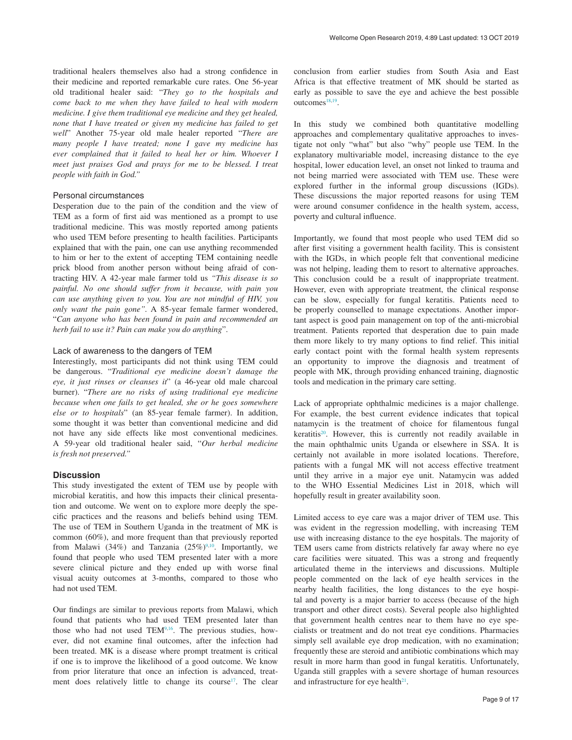traditional healers themselves also had a strong confidence in their medicine and reported remarkable cure rates. One 56-year old traditional healer said: "*They go to the hospitals and come back to me when they have failed to heal with modern medicine. I give them traditional eye medicine and they get healed, none that I have treated or given my medicine has failed to get well*" Another 75-year old male healer reported "*There are many people I have treated; none I gave my medicine has ever complained that it failed to heal her or him. Whoever I meet just praises God and prays for me to be blessed. I treat people with faith in God."*

### Personal circumstances

Desperation due to the pain of the condition and the view of TEM as a form of first aid was mentioned as a prompt to use traditional medicine. This was mostly reported among patients who used TEM before presenting to health facilities. Participants explained that with the pain, one can use anything recommended to him or her to the extent of accepting TEM containing needle prick blood from another person without being afraid of contracting HIV. A 42-year male farmer told us *"This disease is so painful. No one should suffer from it because, with pain you can use anything given to you. You are not mindful of HIV, you only want the pain gone"*. A 85-year female farmer wondered, "*Can anyone who has been found in pain and recommended an herb fail to use it? Pain can make you do anything*".

### Lack of awareness to the dangers of TEM

Interestingly, most participants did not think using TEM could be dangerous. "*Traditional eye medicine doesn't damage the eye, it just rinses or cleanses it*" (a 46-year old male charcoal burner). "*There are no risks of using traditional eye medicine because when one fails to get healed, she or he goes somewhere else or to hospitals*" (an 85-year female farmer). In addition, some thought it was better than conventional medicine and did not have any side effects like most conventional medicines. A 59-year old traditional healer said, "*Our herbal medicine is fresh not preserved.*"

## Discussion

This study investigated the extent of TEM use by people with microbial keratitis, and how this impacts their clinical presentation and outcome. We went on to explore more deeply the specific practices and the reasons and beliefs behind using TEM. The use of TEM in Southern Uganda in the treatment of MK is common (60%), and more frequent than that previously reported from Malawi (34%) and Tanzania (25%)[9,10]. Importantly, we found that people who used TEM presented later with a more severe clinical picture and they ended up with worse final visual acuity outcomes at 3-months, compared to those who had not used TEM.

Our findings are similar to previous reports from Malawi, which found that patients who had used TEM presented later than those who had not used TEM[9,16]. The previous studies, however, did not examine final outcomes, after the infection had been treated. MK is a disease where prompt treatment is critical if one is to improve the likelihood of a good outcome. We know from prior literature that once an infection is advanced, treatment does relatively little to change its course[17]. The clear conclusion from earlier studies from South Asia and East Africa is that effective treatment of MK should be started as early as possible to save the eye and achieve the best possible outcomes[18,19].

In this study we combined both quantitative modelling approaches and complementary qualitative approaches to investigate not only "what" but also "why" people use TEM. In the explanatory multivariable model, increasing distance to the eye hospital, lower education level, an onset not linked to trauma and not being married were associated with TEM use. These were explored further in the informal group discussions (IGDs). These discussions the major reported reasons for using TEM were around consumer confidence in the health system, access, poverty and cultural influence.

Importantly, we found that most people who used TEM did so after first visiting a government health facility. This is consistent with the IGDs, in which people felt that conventional medicine was not helping, leading them to resort to alternative approaches. This conclusion could be a result of inappropriate treatment. However, even with appropriate treatment, the clinical response can be slow, especially for fungal keratitis. Patients need to be properly counselled to manage expectations. Another important aspect is good pain management on top of the anti-microbial treatment. Patients reported that desperation due to pain made them more likely to try many options to find relief. This initial early contact point with the formal health system represents an opportunity to improve the diagnosis and treatment of people with MK, through providing enhanced training, diagnostic tools and medication in the primary care setting.

Lack of appropriate ophthalmic medicines is a major challenge. For example, the best current evidence indicates that topical natamycin is the treatment of choice for filamentous fungal keratitis[20]. However, this is currently not readily available in the main ophthalmic units Uganda or elsewhere in SSA. It is certainly not available in more isolated locations. Therefore, patients with a fungal MK will not access effective treatment until they arrive in a major eye unit. Natamycin was added to the WHO Essential Medicines List in 2018, which will hopefully result in greater availability soon.

Limited access to eye care was a major driver of TEM use. This was evident in the regression modelling, with increasing TEM use with increasing distance to the eye hospitals. The majority of TEM users came from districts relatively far away where no eye care facilities were situated. This was a strong and frequently articulated theme in the interviews and discussions. Multiple people commented on the lack of eye health services in the nearby health facilities, the long distances to the eye hospital and poverty is a major barrier to access (because of the high transport and other direct costs). Several people also highlighted that government health centres near to them have no eye specialists or treatment and do not treat eye conditions. Pharmacies simply sell available eye drop medication, with no examination; frequently these are steroid and antibiotic combinations which may result in more harm than good in fungal keratitis. Unfortunately, Uganda still grapples with a severe shortage of human resources and infrastructure for eye health[21].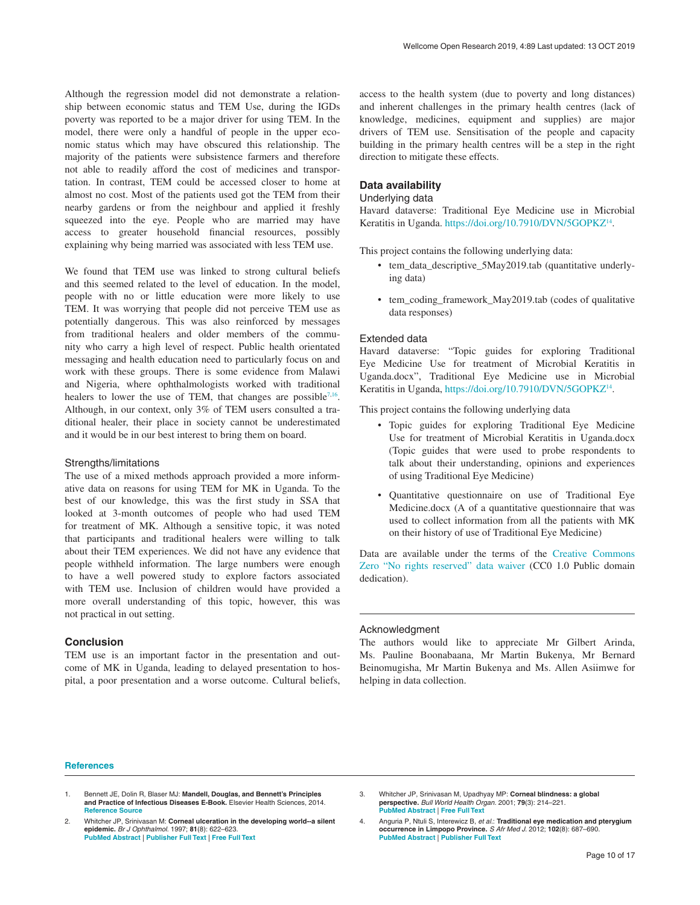Although the regression model did not demonstrate a relationship between economic status and TEM Use, during the IGDs poverty was reported to be a major driver for using TEM. In the model, there were only a handful of people in the upper economic status which may have obscured this relationship. The majority of the patients were subsistence farmers and therefore not able to readily afford the cost of medicines and transportation. In contrast, TEM could be accessed closer to home at almost no cost. Most of the patients used got the TEM from their nearby gardens or from the neighbour and applied it freshly squeezed into the eye. People who are married may have access to greater household financial resources, possibly explaining why being married was associated with less TEM use.

We found that TEM use was linked to strong cultural beliefs and this seemed related to the level of education. In the model, people with no or little education were more likely to use TEM. It was worrying that people did not perceive TEM use as potentially dangerous. This was also reinforced by messages from traditional healers and older members of the community who carry a high level of respect. Public health orientated messaging and health education need to particularly focus on and work with these groups. There is some evidence from Malawi and Nigeria, where ophthalmologists worked with traditional healers to lower the use of TEM, that changes are possible[7,16]. Although, in our context, only 3% of TEM users consulted a traditional healer, their place in society cannot be underestimated and it would be in our best interest to bring them on board.

### Strengths/limitations

The use of a mixed methods approach provided a more informative data on reasons for using TEM for MK in Uganda. To the best of our knowledge, this was the first study in SSA that looked at 3-month outcomes of people who had used TEM for treatment of MK. Although a sensitive topic, it was noted that participants and traditional healers were willing to talk about their TEM experiences. We did not have any evidence that people withheld information. The large numbers were enough to have a well powered study to explore factors associated with TEM use. Inclusion of children would have provided a more overall understanding of this topic, however, this was not practical in out setting.

## Conclusion

TEM use is an important factor in the presentation and outcome of MK in Uganda, leading to delayed presentation to hospital, a poor presentation and a worse outcome. Cultural beliefs, access to the health system (due to poverty and long distances) and inherent challenges in the primary health centres (lack of knowledge, medicines, equipment and supplies) are major drivers of TEM use. Sensitisation of the people and capacity building in the primary health centres will be a step in the right direction to mitigate these effects.

## Data availability

### Underlying data

Havard dataverse: Traditional Eye Medicine use in Microbial Keratitis in Uganda. https://doi.org/10.7910/DVN/5GOPKZ[14].

This project contains the following underlying data:

- tem_data_descriptive_5May2019.tab (quantitative underlying data)
- tem_coding_framework_May2019.tab (codes of qualitative data responses)

### Extended data

Havard dataverse: "Topic guides for exploring Traditional Eye Medicine Use for treatment of Microbial Keratitis in Uganda.docx", Traditional Eye Medicine use in Microbial Keratitis in Uganda, https://doi.org/10.7910/DVN/5GOPKZ[14].

This project contains the following underlying data

- Topic guides for exploring Traditional Eye Medicine Use for treatment of Microbial Keratitis in Uganda.docx (Topic guides that were used to probe respondents to talk about their understanding, opinions and experiences of using Traditional Eye Medicine)
- Quantitative questionnaire on use of Traditional Eye Medicine.docx (A of a quantitative questionnaire that was used to collect information from all the patients with MK on their history of use of Traditional Eye Medicine)

Data are available under the terms of the Creative Commons Zero "No rights reserved" data waiver (CC0 1.0 Public domain dedication).

### Acknowledgment

The authors would like to appreciate Mr Gilbert Arinda, Ms. Pauline Boonabaana, Mr Martin Bukenya, Mr Bernard Beinomugisha, Mr Martin Bukenya and Ms. Allen Asiimwe for helping in data collection.

## References

1. Bennett JE, Dolin R, Blaser MJ: **Mandell, Douglas, and Bennett's Principles and Practice of Infectious Diseases E-Book.** Elsevier Health Sciences, 2014. **Reference Source**
2. Whitcher JP, Srinivasan M: **Corneal ulceration in the developing world--a silent epidemic.** *Br J Ophthalmol.* 1997; **81**(8): 622–623. **PubMed Abstract | Publisher Full Text | Free Full Text**
3. Whitcher JP, Srinivasan M, Upadhyay MP: **Corneal blindness: a global perspective.** *Bull World Health Organ.* 2001; **79**(3): 214–221. **PubMed Abstract | Free Full Text**
4. Anguria P, Ntuli S, Interewicz B, *et al.*: **Traditional eye medication and pterygium occurrence in Limpopo Province.** *S Afr Med J.* 2012; **102**(8): 687–690. **PubMed Abstract | Publisher Full Text**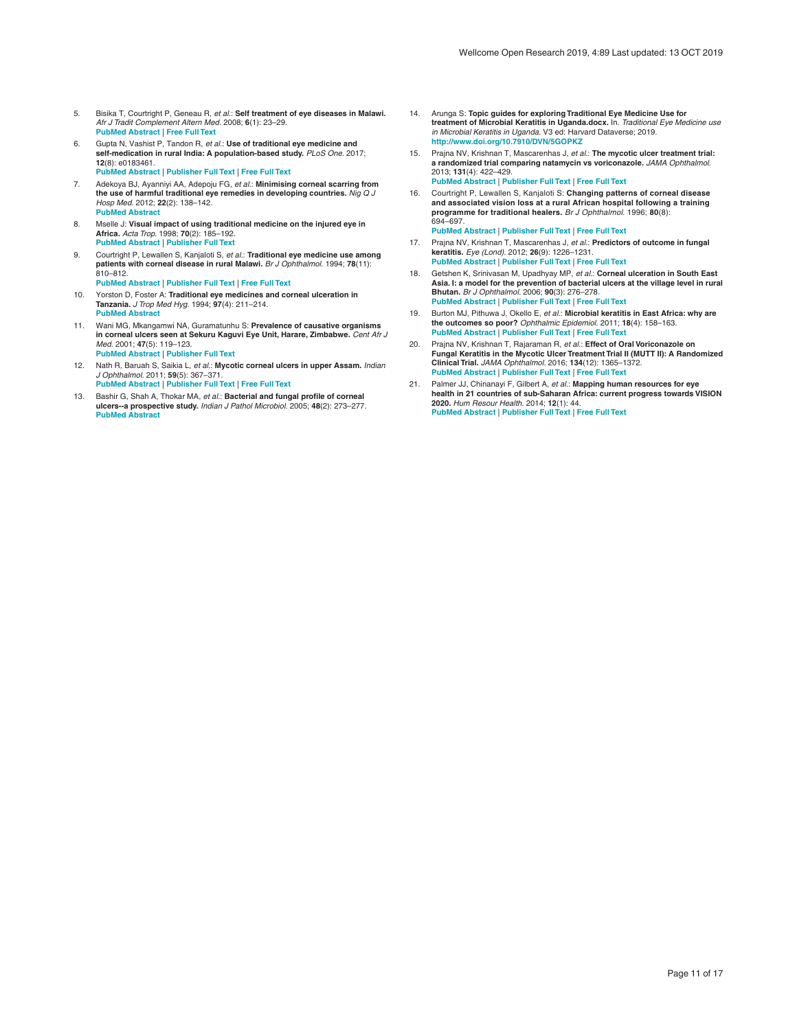5. Bisika T, Courtright P, Geneau R, *et al.*: **Self treatment of eye diseases in Malawi.** *Afr J Tradit Complement Altern Med.* 2008; **6**(1): 23–29.
PubMed Abstract | Free Full Text

6. Gupta N, Vashist P, Tandon R, *et al.*: **Use of traditional eye medicine and self-medication in rural India: A population-based study.** *PLoS One.* 2017; **12**(8): e0183461.
PubMed Abstract | Publisher Full Text | Free Full Text

7. Adekoya BJ, Ayanniyi AA, Adepoju FG, *et al.*: **Minimising corneal scarring from the use of harmful traditional eye remedies in developing countries.** *Nig Q J Hosp Med.* 2012; **22**(2): 138–142.
PubMed Abstract

8. Mselle J: **Visual impact of using traditional medicine on the injured eye in Africa.** *Acta Trop.* 1998; **70**(2): 185–192.
PubMed Abstract | Publisher Full Text

9. Courtright P, Lewallen S, Kanjaloti S, *et al.*: **Traditional eye medicine use among patients with corneal disease in rural Malawi.** *Br J Ophthalmol.* 1994; **78**(11): 810–812.
PubMed Abstract | Publisher Full Text | Free Full Text

10. Yorston D, Foster A: **Traditional eye medicines and corneal ulceration in Tanzania.** *J Trop Med Hyg.* 1994; **97**(4): 211–214.
PubMed Abstract

11. Wani MG, Mkangamwi NA, Guramatunhu S: **Prevalence of causative organisms in corneal ulcers seen at Sekuru Kaguvi Eye Unit, Harare, Zimbabwe.** *Cent Afr J Med.* 2001; **47**(5): 119–123.
PubMed Abstract | Publisher Full Text

12. Nath R, Baruah S, Saikia L, *et al.*: **Mycotic corneal ulcers in upper Assam.** *Indian J Ophthalmol.* 2011; **59**(5): 367–371.
PubMed Abstract | Publisher Full Text | Free Full Text

13. Bashir G, Shah A, Thokar MA, *et al.*: **Bacterial and fungal profile of corneal ulcers--a prospective study.** *Indian J Pathol Microbiol.* 2005; **48**(2): 273–277.
PubMed Abstract

14. Arunga S: **Topic guides for exploring Traditional Eye Medicine Use for treatment of Microbial Keratitis in Uganda.docx.** In. *Traditional Eye Medicine use in Microbial Keratitis in Uganda.* V3 ed: Harvard Dataverse; 2019.
http://www.doi.org/10.7910/DVN/5GOPKZ

15. Prajna NV, Krishnan T, Mascarenhas J, *et al.*: **The mycotic ulcer treatment trial: a randomized trial comparing natamycin vs voriconazole.** *JAMA Ophthalmol.* 2013; **131**(4): 422–429.
PubMed Abstract | Publisher Full Text | Free Full Text

16. Courtright P, Lewallen S, Kanjaloti S: **Changing patterns of corneal disease and associated vision loss at a rural African hospital following a training programme for traditional healers.** *Br J Ophthalmol.* 1996; **80**(8): 694–697.
PubMed Abstract | Publisher Full Text | Free Full Text

17. Prajna NV, Krishnan T, Mascarenhas J, *et al.*: **Predictors of outcome in fungal keratitis.** *Eye (Lond).* 2012; **26**(9): 1226–1231.
PubMed Abstract | Publisher Full Text | Free Full Text

18. Getshen K, Srinivasan M, Upadhyay MP, *et al.*: **Corneal ulceration in South East Asia. I: a model for the prevention of bacterial ulcers at the village level in rural Bhutan.** *Br J Ophthalmol.* 2006; **90**(3): 276–278.
PubMed Abstract | Publisher Full Text | Free Full Text

19. Burton MJ, Pithuwa J, Okello E, *et al.*: **Microbial keratitis in East Africa: why are the outcomes so poor?** *Ophthalmic Epidemiol.* 2011; **18**(4): 158–163.
PubMed Abstract | Publisher Full Text | Free Full Text

20. Prajna NV, Krishnan T, Rajaraman R, *et al.*: **Effect of Oral Voriconazole on Fungal Keratitis in the Mycotic Ulcer Treatment Trial II (MUTT II): A Randomized Clinical Trial.** *JAMA Ophthalmol.* 2016; **134**(12): 1365–1372.
PubMed Abstract | Publisher Full Text | Free Full Text

21. Palmer JJ, Chinanayi F, Gilbert A, *et al.*: **Mapping human resources for eye health in 21 countries of sub-Saharan Africa: current progress towards VISION 2020.** *Hum Resour Health.* 2014; **12**(1): 44.
PubMed Abstract | Publisher Full Text | Free Full Text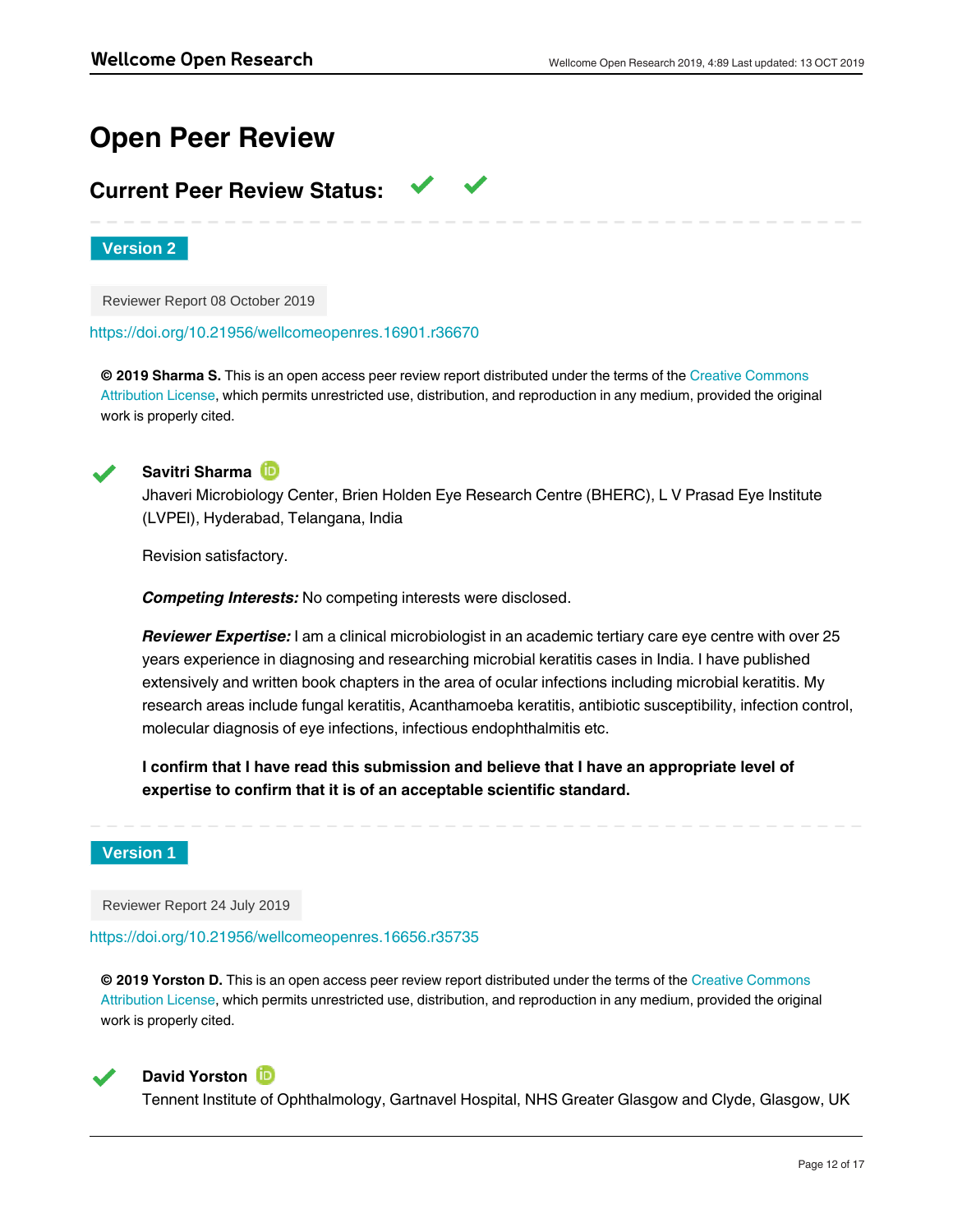# Open Peer Review

## Current Peer Review Status: ✔ ✔

**Version 2**

Reviewer Report 08 October 2019

https://doi.org/10.21956/wellcomeopenres.16901.r36670

**© 2019 Sharma S.** This is an open access peer review report distributed under the terms of the Creative Commons Attribution License, which permits unrestricted use, distribution, and reproduction in any medium, provided the original work is properly cited.

✔ **Savitri Sharma**

Jhaveri Microbiology Center, Brien Holden Eye Research Centre (BHERC), L V Prasad Eye Institute (LVPEI), Hyderabad, Telangana, India

Revision satisfactory.

***Competing Interests:*** No competing interests were disclosed.

***Reviewer Expertise:*** I am a clinical microbiologist in an academic tertiary care eye centre with over 25 years experience in diagnosing and researching microbial keratitis cases in India. I have published extensively and written book chapters in the area of ocular infections including microbial keratitis. My research areas include fungal keratitis, Acanthamoeba keratitis, antibiotic susceptibility, infection control, molecular diagnosis of eye infections, infectious endophthalmitis etc.

**I confirm that I have read this submission and believe that I have an appropriate level of expertise to confirm that it is of an acceptable scientific standard.**

**Version 1**

Reviewer Report 24 July 2019

https://doi.org/10.21956/wellcomeopenres.16656.r35735

**© 2019 Yorston D.** This is an open access peer review report distributed under the terms of the Creative Commons Attribution License, which permits unrestricted use, distribution, and reproduction in any medium, provided the original work is properly cited.

✔ **David Yorston**

Tennent Institute of Ophthalmology, Gartnavel Hospital, NHS Greater Glasgow and Clyde, Glasgow, UK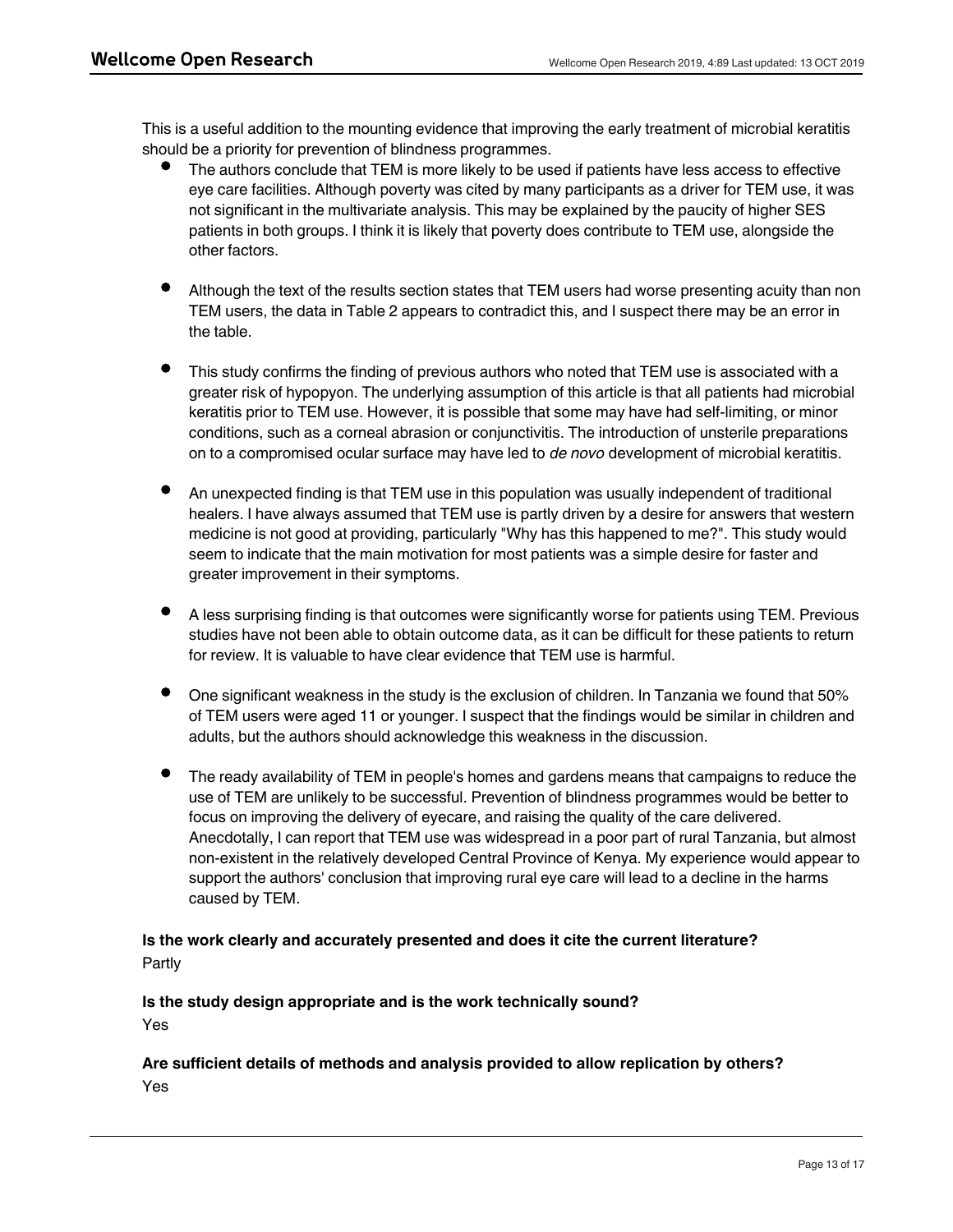This is a useful addition to the mounting evidence that improving the early treatment of microbial keratitis should be a priority for prevention of blindness programmes.

- The authors conclude that TEM is more likely to be used if patients have less access to effective eye care facilities. Although poverty was cited by many participants as a driver for TEM use, it was not significant in the multivariate analysis. This may be explained by the paucity of higher SES patients in both groups. I think it is likely that poverty does contribute to TEM use, alongside the other factors.

- Although the text of the results section states that TEM users had worse presenting acuity than non TEM users, the data in Table 2 appears to contradict this, and I suspect there may be an error in the table.

- This study confirms the finding of previous authors who noted that TEM use is associated with a greater risk of hypopyon. The underlying assumption of this article is that all patients had microbial keratitis prior to TEM use. However, it is possible that some may have had self-limiting, or minor conditions, such as a corneal abrasion or conjunctivitis. The introduction of unsterile preparations on to a compromised ocular surface may have led to *de novo* development of microbial keratitis.

- An unexpected finding is that TEM use in this population was usually independent of traditional healers. I have always assumed that TEM use is partly driven by a desire for answers that western medicine is not good at providing, particularly "Why has this happened to me?". This study would seem to indicate that the main motivation for most patients was a simple desire for faster and greater improvement in their symptoms.

- A less surprising finding is that outcomes were significantly worse for patients using TEM. Previous studies have not been able to obtain outcome data, as it can be difficult for these patients to return for review. It is valuable to have clear evidence that TEM use is harmful.

- One significant weakness in the study is the exclusion of children. In Tanzania we found that 50% of TEM users were aged 11 or younger. I suspect that the findings would be similar in children and adults, but the authors should acknowledge this weakness in the discussion.

- The ready availability of TEM in people's homes and gardens means that campaigns to reduce the use of TEM are unlikely to be successful. Prevention of blindness programmes would be better to focus on improving the delivery of eyecare, and raising the quality of the care delivered. Anecdotally, I can report that TEM use was widespread in a poor part of rural Tanzania, but almost non-existent in the relatively developed Central Province of Kenya. My experience would appear to support the authors' conclusion that improving rural eye care will lead to a decline in the harms caused by TEM.

**Is the work clearly and accurately presented and does it cite the current literature?**
Partly

**Is the study design appropriate and is the work technically sound?**
Yes

**Are sufficient details of methods and analysis provided to allow replication by others?**
Yes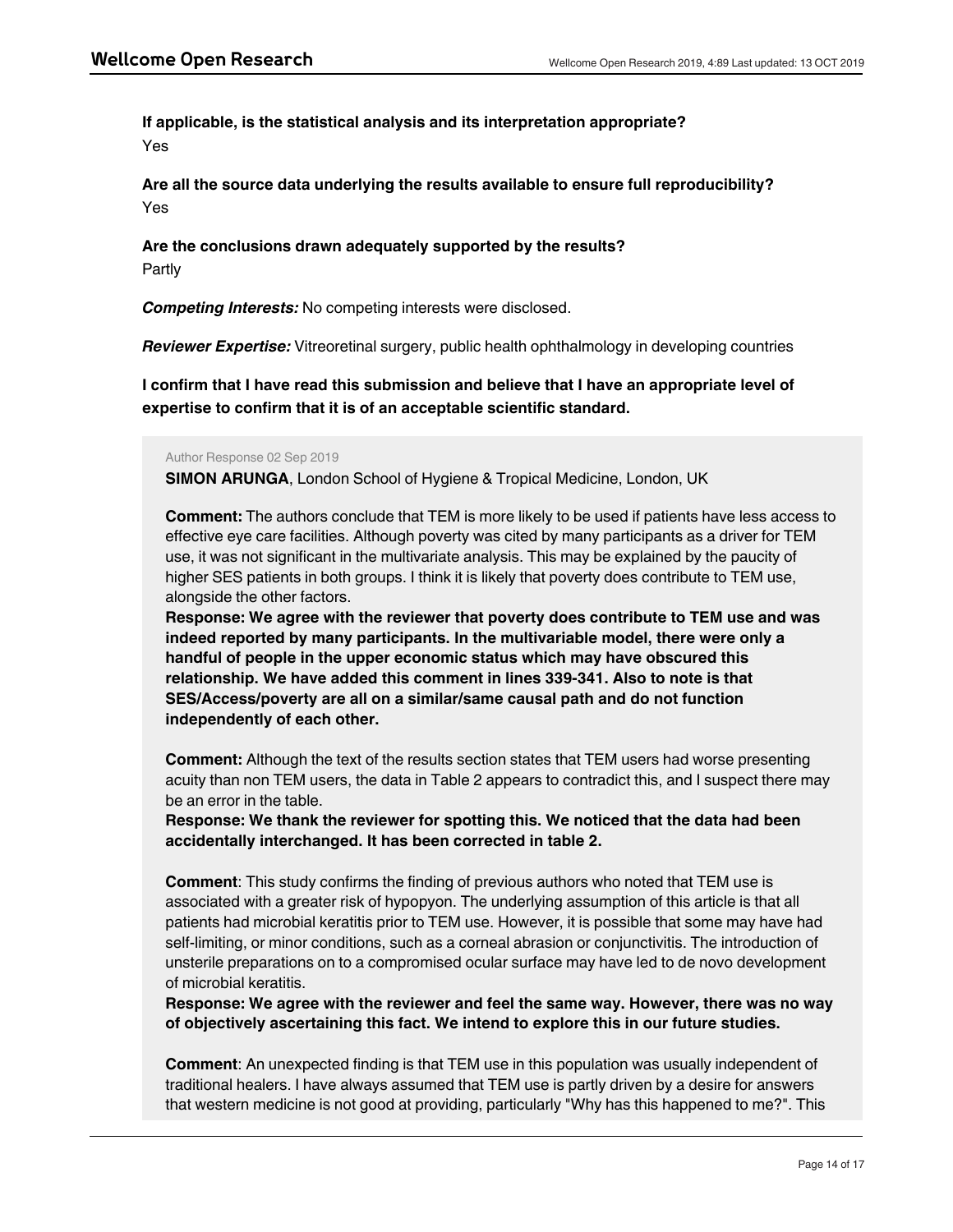**If applicable, is the statistical analysis and its interpretation appropriate?**

Yes

**Are all the source data underlying the results available to ensure full reproducibility?**

Yes

**Are the conclusions drawn adequately supported by the results?**

Partly

***Competing Interests:*** No competing interests were disclosed.

***Reviewer Expertise:*** Vitreoretinal surgery, public health ophthalmology in developing countries

**I confirm that I have read this submission and believe that I have an appropriate level of expertise to confirm that it is of an acceptable scientific standard.**

Author Response 02 Sep 2019

**SIMON ARUNGA**, London School of Hygiene & Tropical Medicine, London, UK

**Comment:** The authors conclude that TEM is more likely to be used if patients have less access to effective eye care facilities. Although poverty was cited by many participants as a driver for TEM use, it was not significant in the multivariate analysis. This may be explained by the paucity of higher SES patients in both groups. I think it is likely that poverty does contribute to TEM use, alongside the other factors.

**Response: We agree with the reviewer that poverty does contribute to TEM use and was indeed reported by many participants. In the multivariable model, there were only a handful of people in the upper economic status which may have obscured this relationship. We have added this comment in lines 339-341. Also to note is that SES/Access/poverty are all on a similar/same causal path and do not function independently of each other.**

**Comment:** Although the text of the results section states that TEM users had worse presenting acuity than non TEM users, the data in Table 2 appears to contradict this, and I suspect there may be an error in the table.

**Response: We thank the reviewer for spotting this. We noticed that the data had been accidentally interchanged. It has been corrected in table 2.**

**Comment**: This study confirms the finding of previous authors who noted that TEM use is associated with a greater risk of hypopyon. The underlying assumption of this article is that all patients had microbial keratitis prior to TEM use. However, it is possible that some may have had self-limiting, or minor conditions, such as a corneal abrasion or conjunctivitis. The introduction of unsterile preparations on to a compromised ocular surface may have led to de novo development of microbial keratitis.

**Response: We agree with the reviewer and feel the same way. However, there was no way of objectively ascertaining this fact. We intend to explore this in our future studies.**

**Comment**: An unexpected finding is that TEM use in this population was usually independent of traditional healers. I have always assumed that TEM use is partly driven by a desire for answers that western medicine is not good at providing, particularly "Why has this happened to me?". This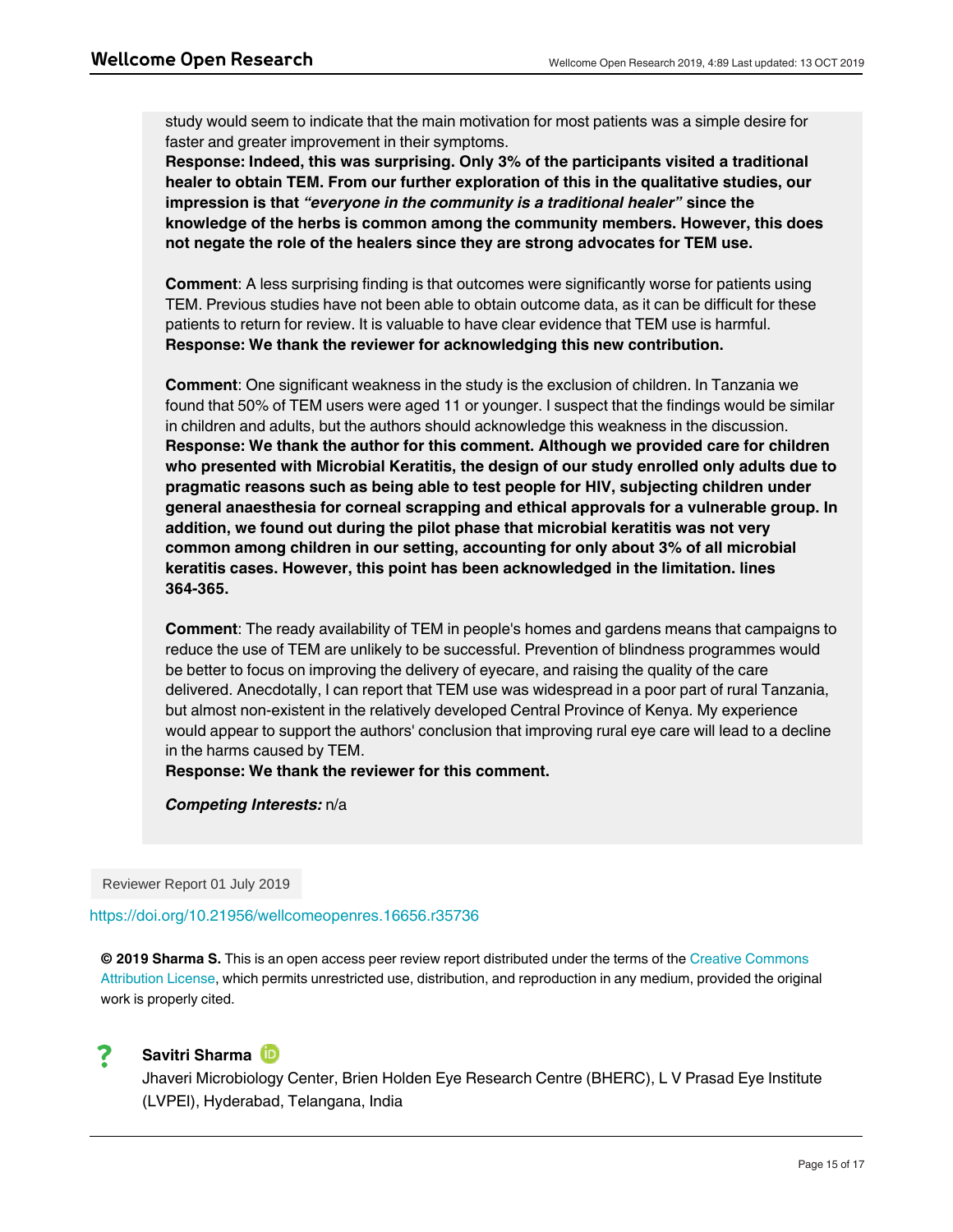study would seem to indicate that the main motivation for most patients was a simple desire for faster and greater improvement in their symptoms.
**Response: Indeed, this was surprising. Only 3% of the participants visited a traditional healer to obtain TEM. From our further exploration of this in the qualitative studies, our impression is that *"everyone in the community is a traditional healer"* since the knowledge of the herbs is common among the community members. However, this does not negate the role of the healers since they are strong advocates for TEM use.**

**Comment**: A less surprising finding is that outcomes were significantly worse for patients using TEM. Previous studies have not been able to obtain outcome data, as it can be difficult for these patients to return for review. It is valuable to have clear evidence that TEM use is harmful.
**Response: We thank the reviewer for acknowledging this new contribution.**

**Comment**: One significant weakness in the study is the exclusion of children. In Tanzania we found that 50% of TEM users were aged 11 or younger. I suspect that the findings would be similar in children and adults, but the authors should acknowledge this weakness in the discussion.
**Response: We thank the author for this comment. Although we provided care for children who presented with Microbial Keratitis, the design of our study enrolled only adults due to pragmatic reasons such as being able to test people for HIV, subjecting children under general anaesthesia for corneal scrapping and ethical approvals for a vulnerable group. In addition, we found out during the pilot phase that microbial keratitis was not very common among children in our setting, accounting for only about 3% of all microbial keratitis cases. However, this point has been acknowledged in the limitation. lines 364-365.**

**Comment**: The ready availability of TEM in people's homes and gardens means that campaigns to reduce the use of TEM are unlikely to be successful. Prevention of blindness programmes would be better to focus on improving the delivery of eyecare, and raising the quality of the care delivered. Anecdotally, I can report that TEM use was widespread in a poor part of rural Tanzania, but almost non-existent in the relatively developed Central Province of Kenya. My experience would appear to support the authors' conclusion that improving rural eye care will lead to a decline in the harms caused by TEM.
**Response: We thank the reviewer for this comment.**

***Competing Interests:*** n/a

Reviewer Report 01 July 2019

https://doi.org/10.21956/wellcomeopenres.16656.r35736

**© 2019 Sharma S.** This is an open access peer review report distributed under the terms of the Creative Commons Attribution License, which permits unrestricted use, distribution, and reproduction in any medium, provided the original work is properly cited.

**?** **Savitri Sharma**
Jhaveri Microbiology Center, Brien Holden Eye Research Centre (BHERC), L V Prasad Eye Institute (LVPEI), Hyderabad, Telangana, India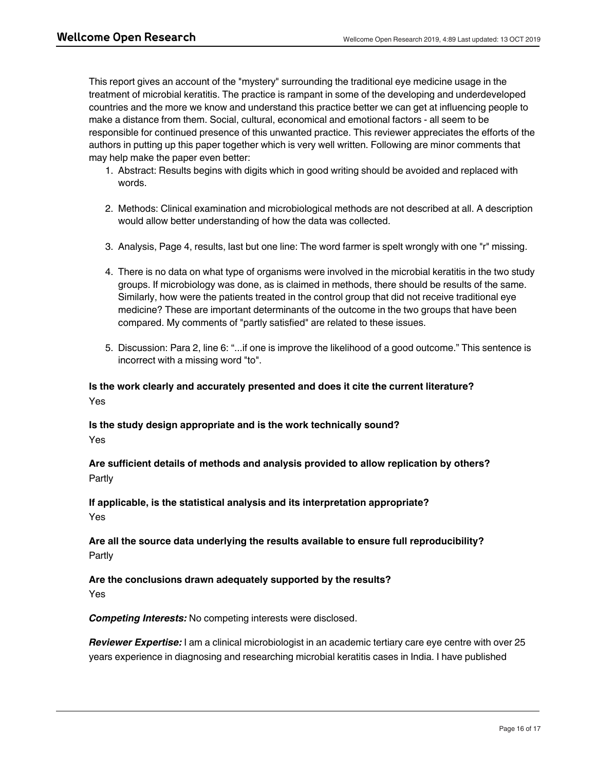This report gives an account of the "mystery" surrounding the traditional eye medicine usage in the treatment of microbial keratitis. The practice is rampant in some of the developing and underdeveloped countries and the more we know and understand this practice better we can get at influencing people to make a distance from them. Social, cultural, economical and emotional factors - all seem to be responsible for continued presence of this unwanted practice. This reviewer appreciates the efforts of the authors in putting up this paper together which is very well written. Following are minor comments that may help make the paper even better:

1. Abstract: Results begins with digits which in good writing should be avoided and replaced with words.

2. Methods: Clinical examination and microbiological methods are not described at all. A description would allow better understanding of how the data was collected.

3. Analysis, Page 4, results, last but one line: The word farmer is spelt wrongly with one "r" missing.

4. There is no data on what type of organisms were involved in the microbial keratitis in the two study groups. If microbiology was done, as is claimed in methods, there should be results of the same. Similarly, how were the patients treated in the control group that did not receive traditional eye medicine? These are important determinants of the outcome in the two groups that have been compared. My comments of "partly satisfied" are related to these issues.

5. Discussion: Para 2, line 6: "...if one is improve the likelihood of a good outcome." This sentence is incorrect with a missing word "to".

**Is the work clearly and accurately presented and does it cite the current literature?**

Yes

**Is the study design appropriate and is the work technically sound?**

Yes

**Are sufficient details of methods and analysis provided to allow replication by others?**

Partly

**If applicable, is the statistical analysis and its interpretation appropriate?**

Yes

**Are all the source data underlying the results available to ensure full reproducibility?**

Partly

**Are the conclusions drawn adequately supported by the results?**

Yes

***Competing Interests:*** No competing interests were disclosed.

***Reviewer Expertise:*** I am a clinical microbiologist in an academic tertiary care eye centre with over 25 years experience in diagnosing and researching microbial keratitis cases in India. I have published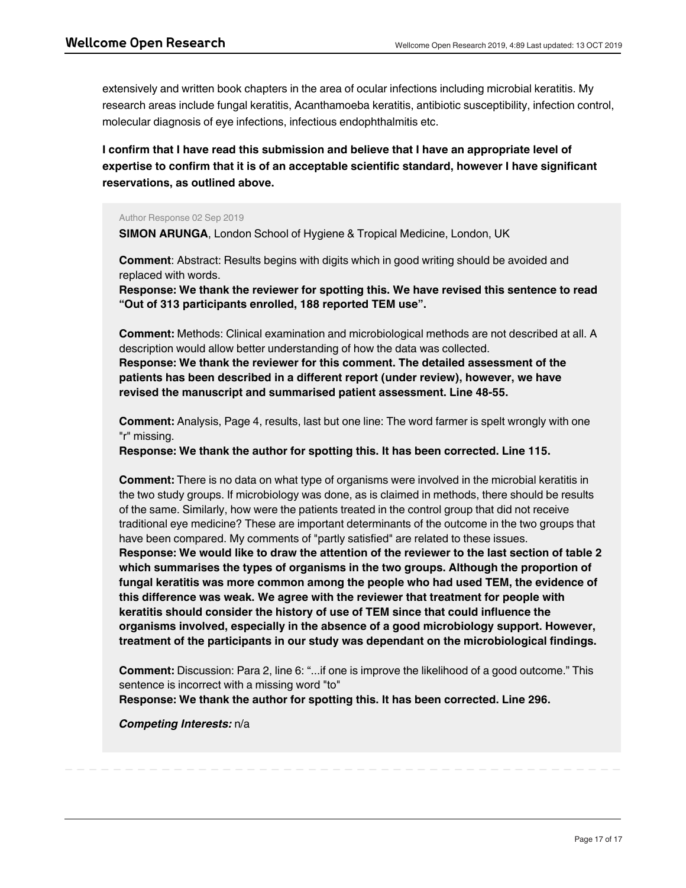extensively and written book chapters in the area of ocular infections including microbial keratitis. My research areas include fungal keratitis, Acanthamoeba keratitis, antibiotic susceptibility, infection control, molecular diagnosis of eye infections, infectious endophthalmitis etc.

**I confirm that I have read this submission and believe that I have an appropriate level of expertise to confirm that it is of an acceptable scientific standard, however I have significant reservations, as outlined above.**

Author Response 02 Sep 2019

**SIMON ARUNGA**, London School of Hygiene & Tropical Medicine, London, UK

**Comment**: Abstract: Results begins with digits which in good writing should be avoided and replaced with words.
**Response: We thank the reviewer for spotting this. We have revised this sentence to read "Out of 313 participants enrolled, 188 reported TEM use".**

**Comment:** Methods: Clinical examination and microbiological methods are not described at all. A description would allow better understanding of how the data was collected.
**Response: We thank the reviewer for this comment. The detailed assessment of the patients has been described in a different report (under review), however, we have revised the manuscript and summarised patient assessment. Line 48-55.**

**Comment:** Analysis, Page 4, results, last but one line: The word farmer is spelt wrongly with one "r" missing.
**Response: We thank the author for spotting this. It has been corrected. Line 115.**

**Comment:** There is no data on what type of organisms were involved in the microbial keratitis in the two study groups. If microbiology was done, as is claimed in methods, there should be results of the same. Similarly, how were the patients treated in the control group that did not receive traditional eye medicine? These are important determinants of the outcome in the two groups that have been compared. My comments of "partly satisfied" are related to these issues.
**Response: We would like to draw the attention of the reviewer to the last section of table 2 which summarises the types of organisms in the two groups. Although the proportion of fungal keratitis was more common among the people who had used TEM, the evidence of this difference was weak. We agree with the reviewer that treatment for people with keratitis should consider the history of use of TEM since that could influence the organisms involved, especially in the absence of a good microbiology support. However, treatment of the participants in our study was dependant on the microbiological findings.**

**Comment:** Discussion: Para 2, line 6: "...if one is improve the likelihood of a good outcome." This sentence is incorrect with a missing word "to"
**Response: We thank the author for spotting this. It has been corrected. Line 296.**

***Competing Interests:*** n/a